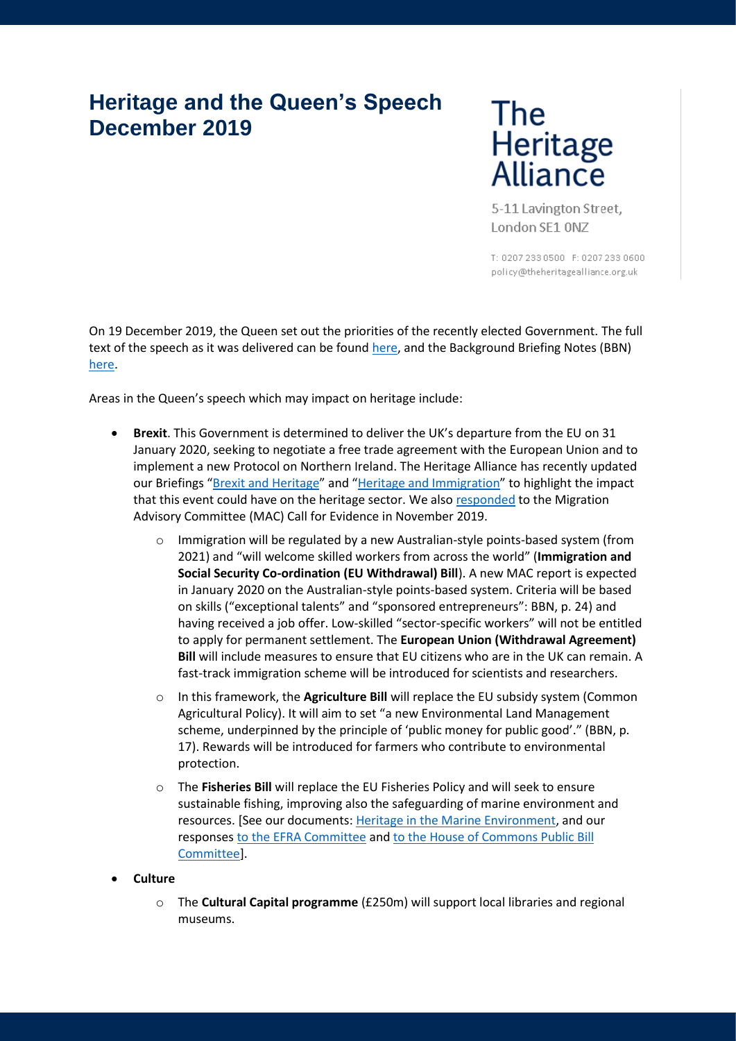# Heritage and the Queen's Speech December 2019

The Heritage Alliance

5-11 Lavington Street, London SE1 0NZ

T: 0207 233 0500 F: 0207 233 0600 policy@theheritagealliance.org.uk

On 19 December 2019, the Queen set out the priorities of the recently elected Government. The full text of the speech as it was delivered can be found here, and the Background Briefing Notes (BBN) here.

Areas in the Queen's speech which may impact on heritage include:

- **Brexit**. This Government is determined to deliver the UK's departure from the EU on 31 January 2020, seeking to negotiate a free trade agreement with the European Union and to implement a new Protocol on Northern Ireland. The Heritage Alliance has recently updated our Briefings "Brexit and Heritage" and "Heritage and Immigration" to highlight the impact that this event could have on the heritage sector. We also responded to the Migration Advisory Committee (MAC) Call for Evidence in November 2019.
  - Immigration will be regulated by a new Australian-style points-based system (from 2021) and "will welcome skilled workers from across the world" (**Immigration and Social Security Co-ordination (EU Withdrawal) Bill**). A new MAC report is expected in January 2020 on the Australian-style points-based system. Criteria will be based on skills ("exceptional talents" and "sponsored entrepreneurs": BBN, p. 24) and having received a job offer. Low-skilled "sector-specific workers" will not be entitled to apply for permanent settlement. The **European Union (Withdrawal Agreement) Bill** will include measures to ensure that EU citizens who are in the UK can remain. A fast-track immigration scheme will be introduced for scientists and researchers.
  - In this framework, the **Agriculture Bill** will replace the EU subsidy system (Common Agricultural Policy). It will aim to set "a new Environmental Land Management scheme, underpinned by the principle of 'public money for public good'." (BBN, p. 17). Rewards will be introduced for farmers who contribute to environmental protection.
  - The **Fisheries Bill** will replace the EU Fisheries Policy and will seek to ensure sustainable fishing, improving also the safeguarding of marine environment and resources. [See our documents: Heritage in the Marine Environment, and our responses to the EFRA Committee and to the House of Commons Public Bill Committee].
- **Culture**
  - The **Cultural Capital programme** (£250m) will support local libraries and regional museums.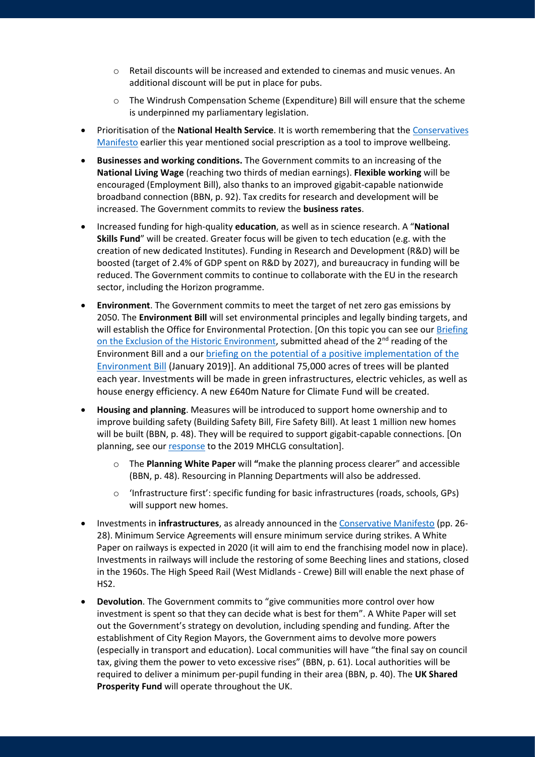- Retail discounts will be increased and extended to cinemas and music venues. An additional discount will be put in place for pubs.
  - The Windrush Compensation Scheme (Expenditure) Bill will ensure that the scheme is underpinned my parliamentary legislation.

- Prioritisation of the **National Health Service**. It is worth remembering that the Conservatives Manifesto earlier this year mentioned social prescription as a tool to improve wellbeing.
- **Businesses and working conditions.** The Government commits to an increasing of the **National Living Wage** (reaching two thirds of median earnings). **Flexible working** will be encouraged (Employment Bill), also thanks to an improved gigabit-capable nationwide broadband connection (BBN, p. 92). Tax credits for research and development will be increased. The Government commits to review the **business rates**.
- Increased funding for high-quality **education**, as well as in science research. A "**National Skills Fund**" will be created. Greater focus will be given to tech education (e.g. with the creation of new dedicated Institutes). Funding in Research and Development (R&D) will be boosted (target of 2.4% of GDP spent on R&D by 2027), and bureaucracy in funding will be reduced. The Government commits to continue to collaborate with the EU in the research sector, including the Horizon programme.
- **Environment**. The Government commits to meet the target of net zero gas emissions by 2050. The **Environment Bill** will set environmental principles and legally binding targets, and will establish the Office for Environmental Protection. [On this topic you can see our Briefing on the Exclusion of the Historic Environment, submitted ahead of the 2nd reading of the Environment Bill and a our briefing on the potential of a positive implementation of the Environment Bill (January 2019)]. An additional 75,000 acres of trees will be planted each year. Investments will be made in green infrastructures, electric vehicles, as well as house energy efficiency. A new £640m Nature for Climate Fund will be created.
- **Housing and planning**. Measures will be introduced to support home ownership and to improve building safety (Building Safety Bill, Fire Safety Bill). At least 1 million new homes will be built (BBN, p. 48). They will be required to support gigabit-capable connections. [On planning, see our response to the 2019 MHCLG consultation].
  - The **Planning White Paper** will **"**make the planning process clearer" and accessible (BBN, p. 48). Resourcing in Planning Departments will also be addressed.
  - 'Infrastructure first': specific funding for basic infrastructures (roads, schools, GPs) will support new homes.
- Investments in **infrastructures**, as already announced in the Conservative Manifesto (pp. 26-28). Minimum Service Agreements will ensure minimum service during strikes. A White Paper on railways is expected in 2020 (it will aim to end the franchising model now in place). Investments in railways will include the restoring of some Beeching lines and stations, closed in the 1960s. The High Speed Rail (West Midlands - Crewe) Bill will enable the next phase of HS2.
- **Devolution**. The Government commits to "give communities more control over how investment is spent so that they can decide what is best for them". A White Paper will set out the Government's strategy on devolution, including spending and funding. After the establishment of City Region Mayors, the Government aims to devolve more powers (especially in transport and education). Local communities will have "the final say on council tax, giving them the power to veto excessive rises" (BBN, p. 61). Local authorities will be required to deliver a minimum per-pupil funding in their area (BBN, p. 40). The **UK Shared Prosperity Fund** will operate throughout the UK.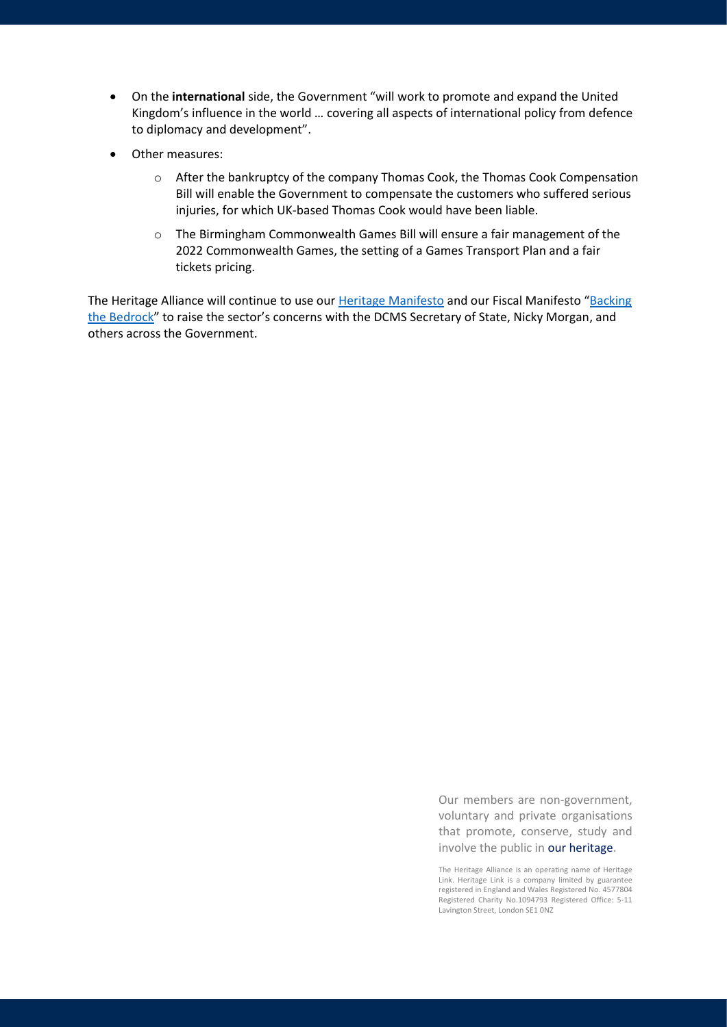- On the **international** side, the Government "will work to promote and expand the United Kingdom's influence in the world … covering all aspects of international policy from defence to diplomacy and development".
- Other measures:
  - After the bankruptcy of the company Thomas Cook, the Thomas Cook Compensation Bill will enable the Government to compensate the customers who suffered serious injuries, for which UK-based Thomas Cook would have been liable.
  - The Birmingham Commonwealth Games Bill will ensure a fair management of the 2022 Commonwealth Games, the setting of a Games Transport Plan and a fair tickets pricing.

The Heritage Alliance will continue to use our Heritage Manifesto and our Fiscal Manifesto "Backing the Bedrock" to raise the sector's concerns with the DCMS Secretary of State, Nicky Morgan, and others across the Government.

Our members are non-government, voluntary and private organisations that promote, conserve, study and involve the public in our heritage.

The Heritage Alliance is an operating name of Heritage Link. Heritage Link is a company limited by guarantee registered in England and Wales Registered No. 4577804 Registered Charity No.1094793 Registered Office: 5-11 Lavington Street, London SE1 0NZ